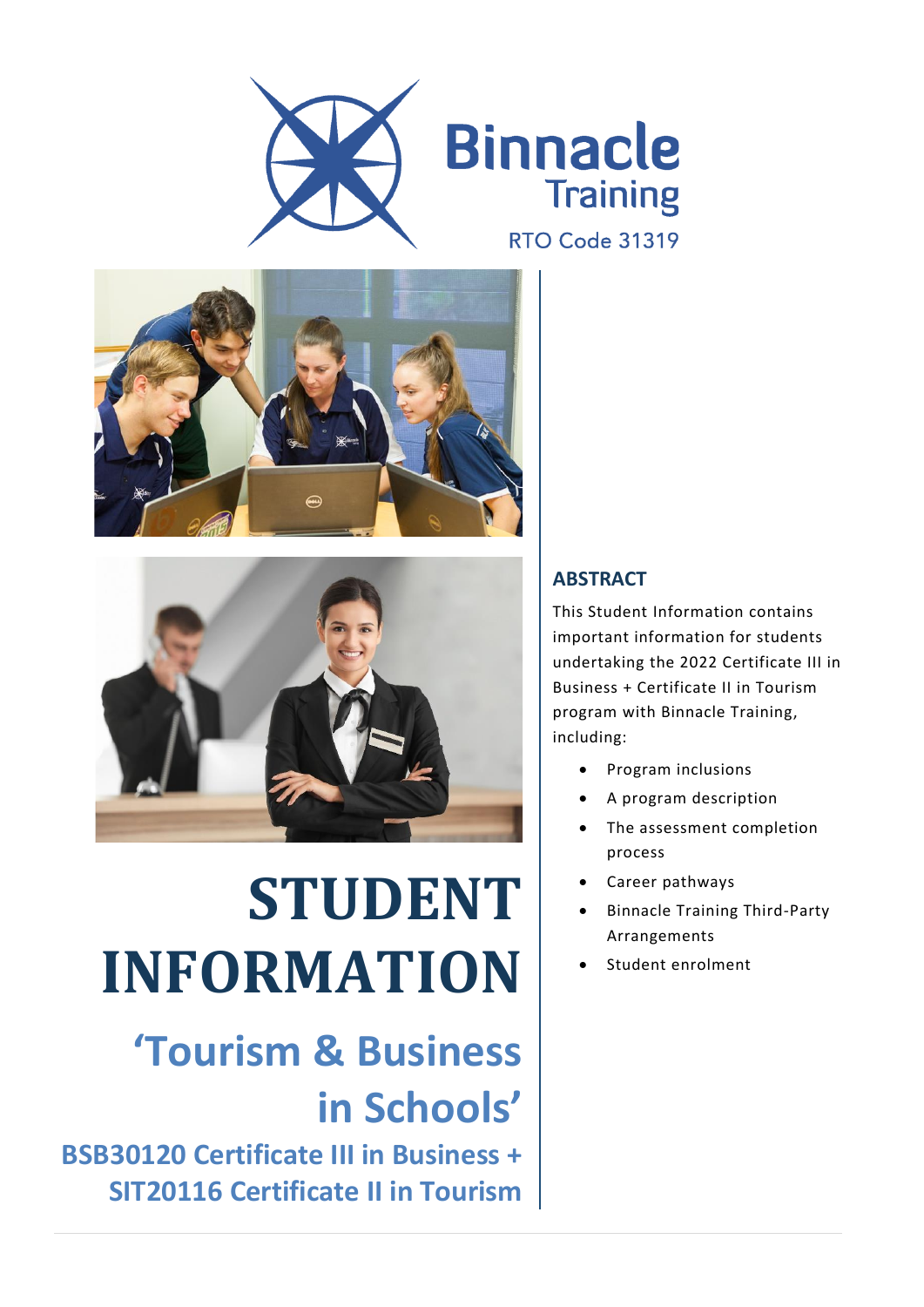Binnacle Training

RTO Code 31319

# STUDENT INFORMATION

## 'Tourism & Business in Schools'

### BSB30120 Certificate III in Business + SIT20116 Certificate II in Tourism

## ABSTRACT

This Student Information contains important information for students undertaking the 2022 Certificate III in Business + Certificate II in Tourism program with Binnacle Training, including:

- Program inclusions
- A program description
- The assessment completion process
- Career pathways
- Binnacle Training Third-Party Arrangements
- Student enrolment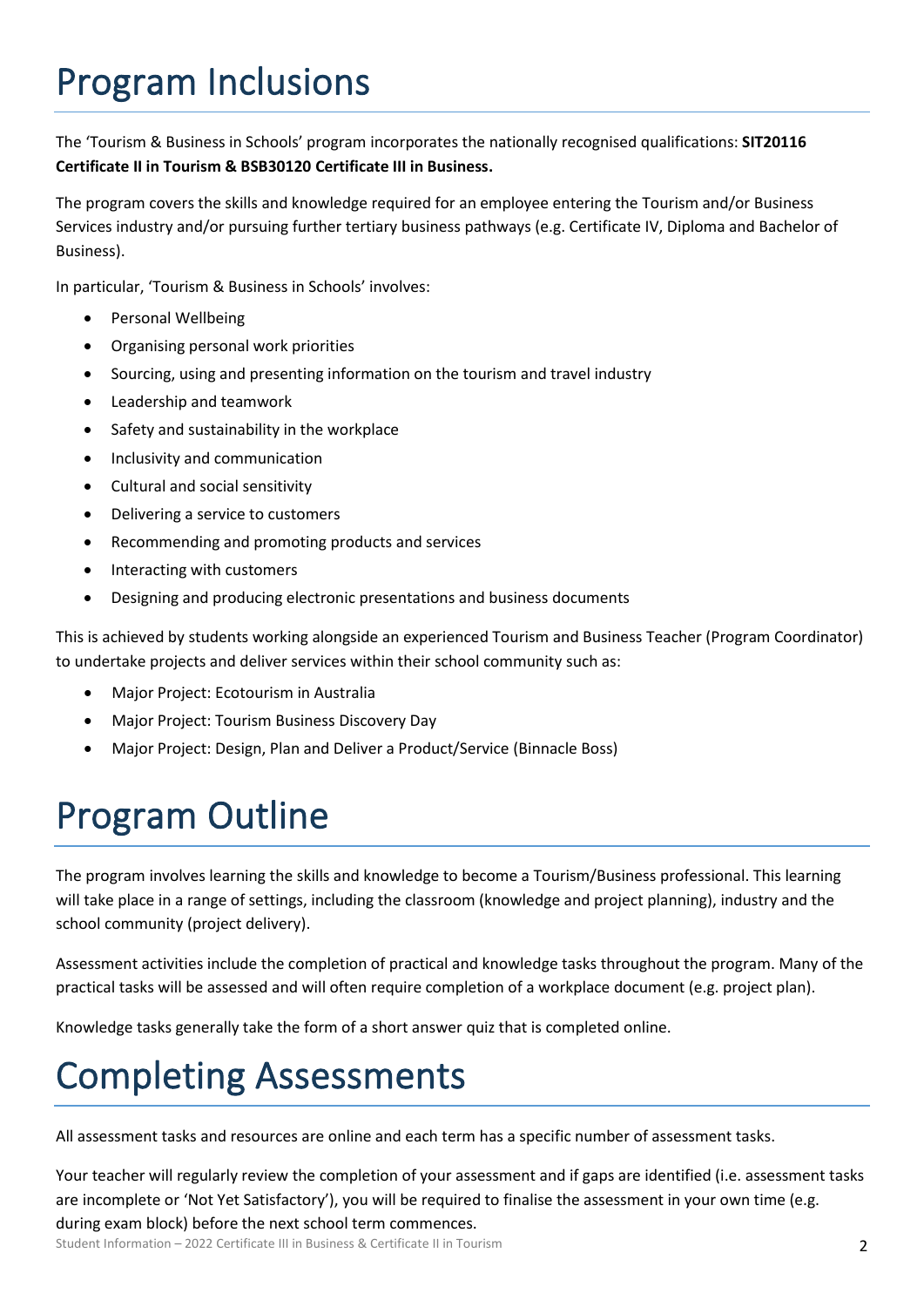# Program Inclusions

The 'Tourism & Business in Schools' program incorporates the nationally recognised qualifications: **SIT20116 Certificate II in Tourism & BSB30120 Certificate III in Business.**

The program covers the skills and knowledge required for an employee entering the Tourism and/or Business Services industry and/or pursuing further tertiary business pathways (e.g. Certificate IV, Diploma and Bachelor of Business).

In particular, 'Tourism & Business in Schools' involves:

- Personal Wellbeing
- Organising personal work priorities
- Sourcing, using and presenting information on the tourism and travel industry
- Leadership and teamwork
- Safety and sustainability in the workplace
- Inclusivity and communication
- Cultural and social sensitivity
- Delivering a service to customers
- Recommending and promoting products and services
- Interacting with customers
- Designing and producing electronic presentations and business documents

This is achieved by students working alongside an experienced Tourism and Business Teacher (Program Coordinator) to undertake projects and deliver services within their school community such as:

- Major Project: Ecotourism in Australia
- Major Project: Tourism Business Discovery Day
- Major Project: Design, Plan and Deliver a Product/Service (Binnacle Boss)

# Program Outline

The program involves learning the skills and knowledge to become a Tourism/Business professional. This learning will take place in a range of settings, including the classroom (knowledge and project planning), industry and the school community (project delivery).

Assessment activities include the completion of practical and knowledge tasks throughout the program. Many of the practical tasks will be assessed and will often require completion of a workplace document (e.g. project plan).

Knowledge tasks generally take the form of a short answer quiz that is completed online.

# Completing Assessments

All assessment tasks and resources are online and each term has a specific number of assessment tasks.

Your teacher will regularly review the completion of your assessment and if gaps are identified (i.e. assessment tasks are incomplete or 'Not Yet Satisfactory'), you will be required to finalise the assessment in your own time (e.g. during exam block) before the next school term commences.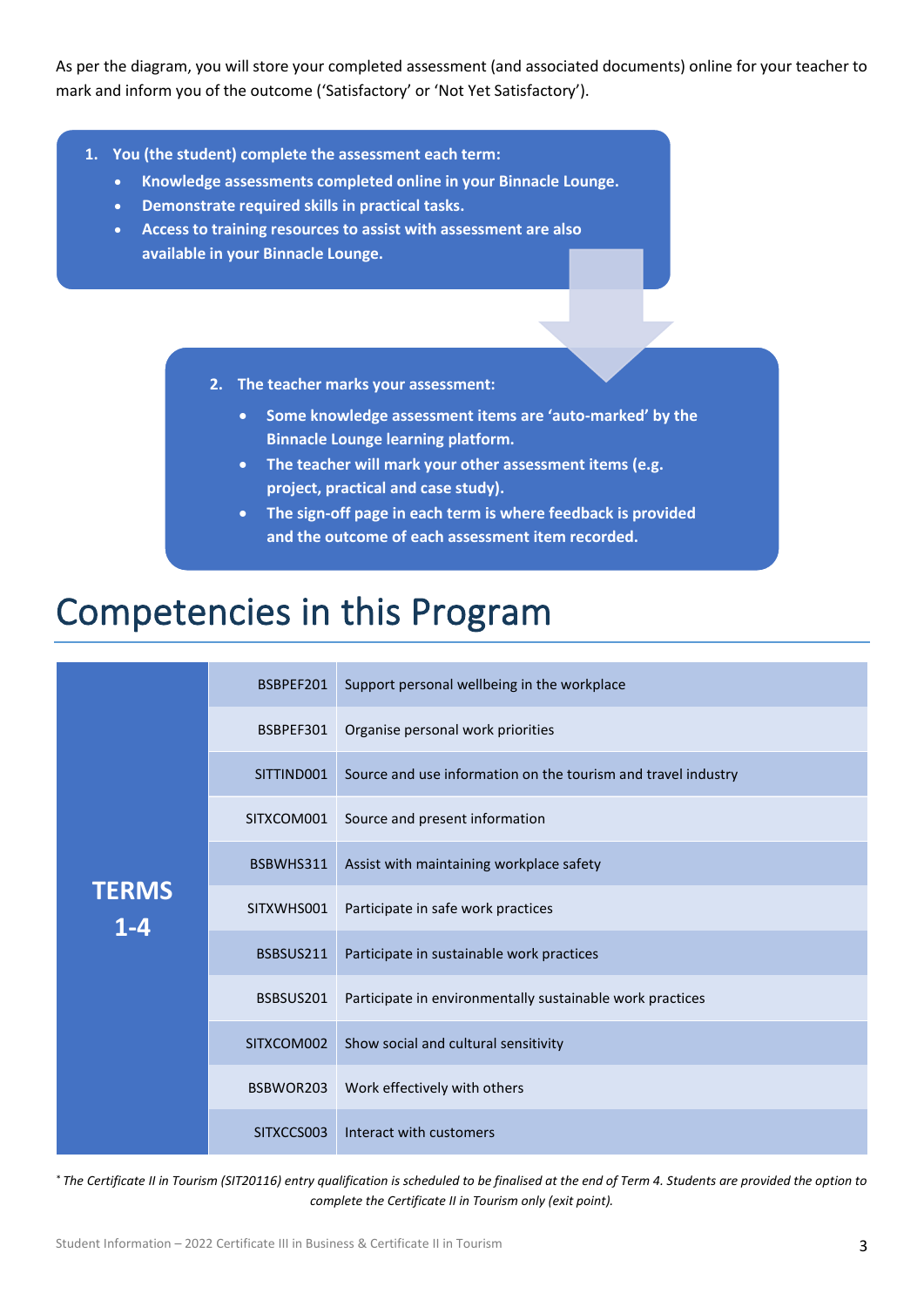As per the diagram, you will store your completed assessment (and associated documents) online for your teacher to mark and inform you of the outcome ('Satisfactory' or 'Not Yet Satisfactory').

1. **You (the student) complete the assessment each term:**
   - **Knowledge assessments completed online in your Binnacle Lounge.**
   - **Demonstrate required skills in practical tasks.**
   - **Access to training resources to assist with assessment are also available in your Binnacle Lounge.**

2. **The teacher marks your assessment:**
   - **Some knowledge assessment items are 'auto-marked' by the Binnacle Lounge learning platform.**
   - **The teacher will mark your other assessment items (e.g. project, practical and case study).**
   - **The sign-off page in each term is where feedback is provided and the outcome of each assessment item recorded.**

# Competencies in this Program

| | | |
|---|---|---|
| **TERMS 1-4** | BSBPEF201 | Support personal wellbeing in the workplace |
| | BSBPEF301 | Organise personal work priorities |
| | SITTIND001 | Source and use information on the tourism and travel industry |
| | SITXCOM001 | Source and present information |
| | BSBWHS311 | Assist with maintaining workplace safety |
| | SITXWHS001 | Participate in safe work practices |
| | BSBSUS211 | Participate in sustainable work practices |
| | BSBSUS201 | Participate in environmentally sustainable work practices |
| | SITXCOM002 | Show social and cultural sensitivity |
| | BSBWOR203 | Work effectively with others |
| | SITXCCS003 | Interact with customers |

* *The Certificate II in Tourism (SIT20116) entry qualification is scheduled to be finalised at the end of Term 4. Students are provided the option to complete the Certificate II in Tourism only (exit point).*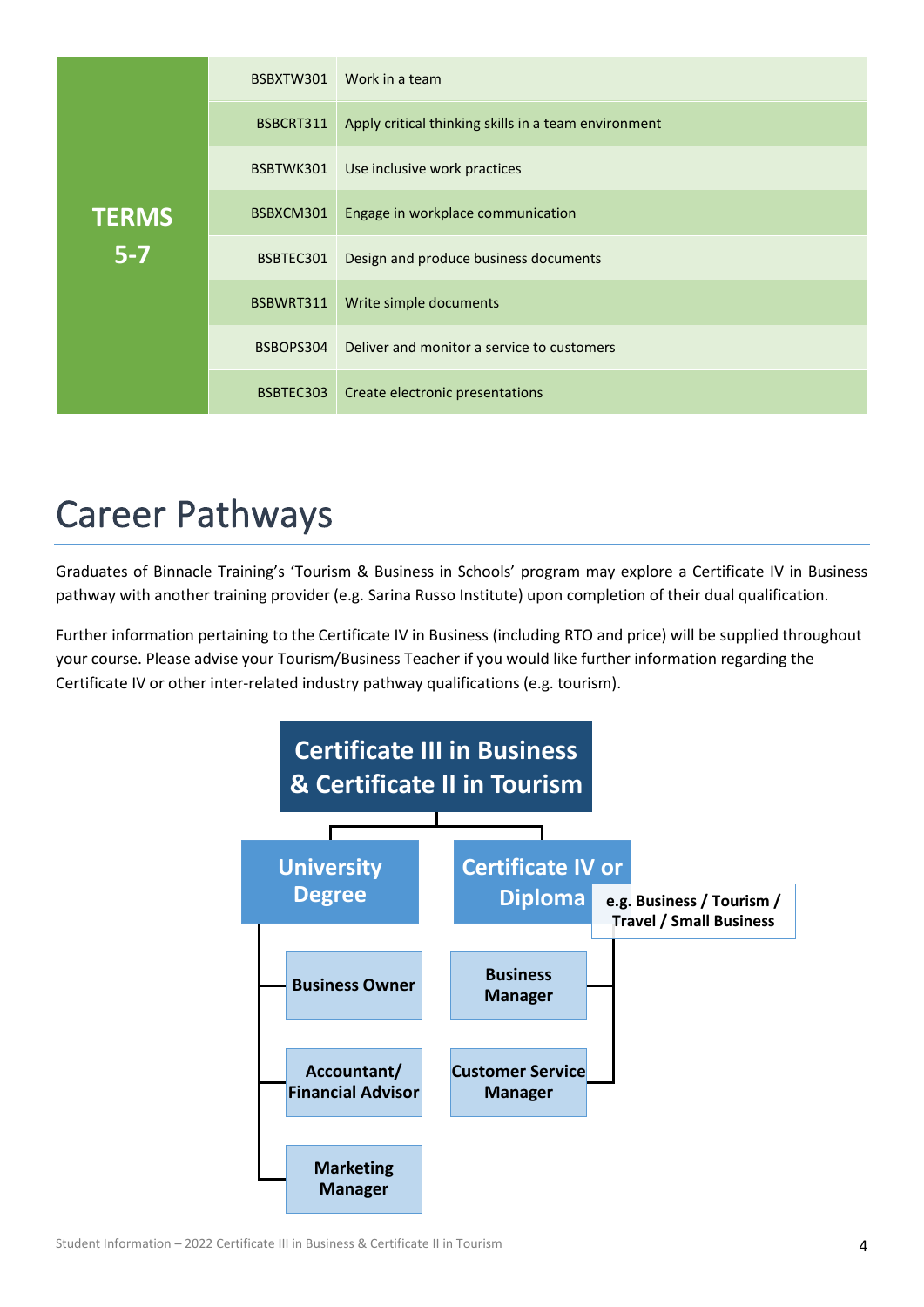| TERMS 5-7 | | |
|---|---|---|
| | BSBXTW301 | Work in a team |
| | BSBCRT311 | Apply critical thinking skills in a team environment |
| | BSBTWK301 | Use inclusive work practices |
| | BSBXCM301 | Engage in workplace communication |
| | BSBTEC301 | Design and produce business documents |
| | BSBWRT311 | Write simple documents |
| | BSBOPS304 | Deliver and monitor a service to customers |
| | BSBTEC303 | Create electronic presentations |

# Career Pathways

Graduates of Binnacle Training's 'Tourism & Business in Schools' program may explore a Certificate IV in Business pathway with another training provider (e.g. Sarina Russo Institute) upon completion of their dual qualification.

Further information pertaining to the Certificate IV in Business (including RTO and price) will be supplied throughout your course. Please advise your Tourism/Business Teacher if you would like further information regarding the Certificate IV or other inter-related industry pathway qualifications (e.g. tourism).

**Certificate III in Business & Certificate II in Tourism**

- **University Degree**
  - Business Owner
  - Accountant/ Financial Advisor
  - Marketing Manager
- **Certificate IV or Diploma** (e.g. Business / Tourism / Travel / Small Business)
  - Business Manager
  - Customer Service Manager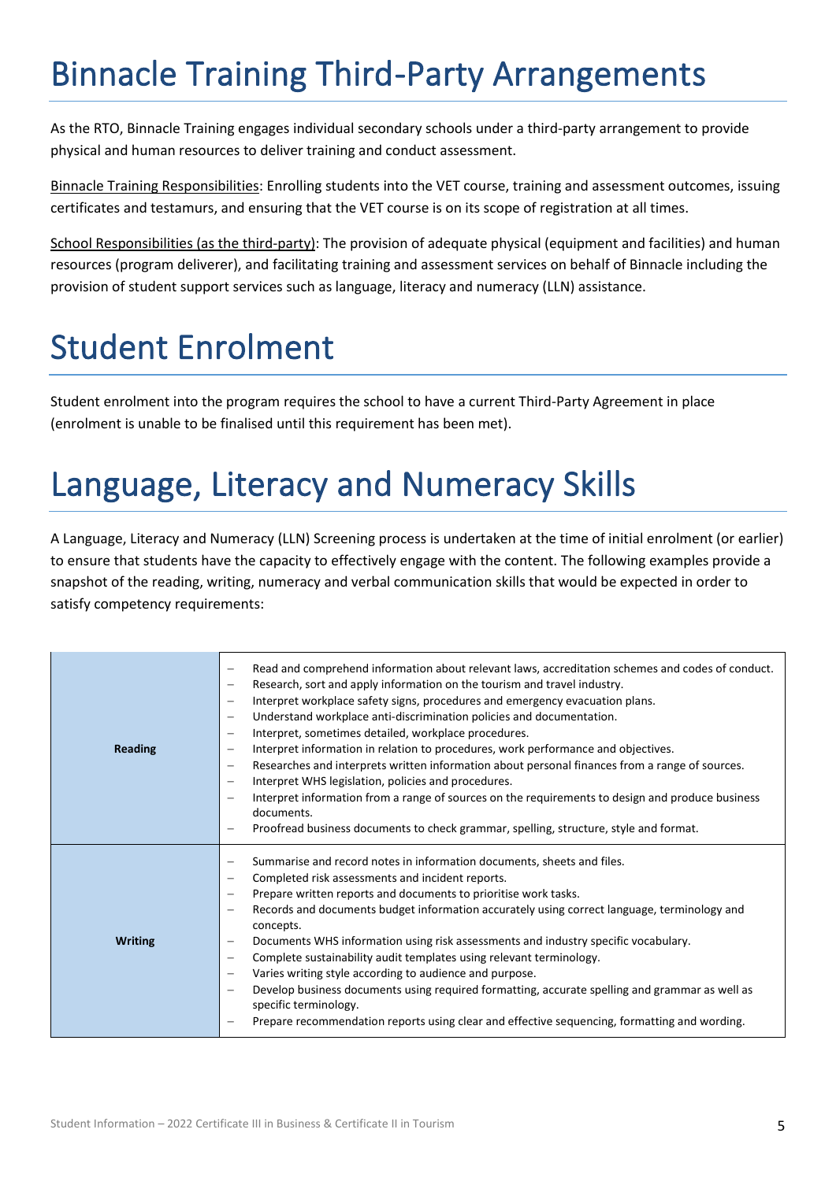# Binnacle Training Third-Party Arrangements

As the RTO, Binnacle Training engages individual secondary schools under a third-party arrangement to provide physical and human resources to deliver training and conduct assessment.

Binnacle Training Responsibilities: Enrolling students into the VET course, training and assessment outcomes, issuing certificates and testamurs, and ensuring that the VET course is on its scope of registration at all times.

School Responsibilities (as the third-party): The provision of adequate physical (equipment and facilities) and human resources (program deliverer), and facilitating training and assessment services on behalf of Binnacle including the provision of student support services such as language, literacy and numeracy (LLN) assistance.

# Student Enrolment

Student enrolment into the program requires the school to have a current Third-Party Agreement in place (enrolment is unable to be finalised until this requirement has been met).

# Language, Literacy and Numeracy Skills

A Language, Literacy and Numeracy (LLN) Screening process is undertaken at the time of initial enrolment (or earlier) to ensure that students have the capacity to effectively engage with the content. The following examples provide a snapshot of the reading, writing, numeracy and verbal communication skills that would be expected in order to satisfy competency requirements:

| | |
|---|---|
| **Reading** | – Read and comprehend information about relevant laws, accreditation schemes and codes of conduct.<br>– Research, sort and apply information on the tourism and travel industry.<br>– Interpret workplace safety signs, procedures and emergency evacuation plans.<br>– Understand workplace anti-discrimination policies and documentation.<br>– Interpret, sometimes detailed, workplace procedures.<br>– Interpret information in relation to procedures, work performance and objectives.<br>– Researches and interprets written information about personal finances from a range of sources.<br>– Interpret WHS legislation, policies and procedures.<br>– Interpret information from a range of sources on the requirements to design and produce business documents.<br>– Proofread business documents to check grammar, spelling, structure, style and format. |
| **Writing** | – Summarise and record notes in information documents, sheets and files.<br>– Completed risk assessments and incident reports.<br>– Prepare written reports and documents to prioritise work tasks.<br>– Records and documents budget information accurately using correct language, terminology and concepts.<br>– Documents WHS information using risk assessments and industry specific vocabulary.<br>– Complete sustainability audit templates using relevant terminology.<br>– Varies writing style according to audience and purpose.<br>– Develop business documents using required formatting, accurate spelling and grammar as well as specific terminology.<br>– Prepare recommendation reports using clear and effective sequencing, formatting and wording. |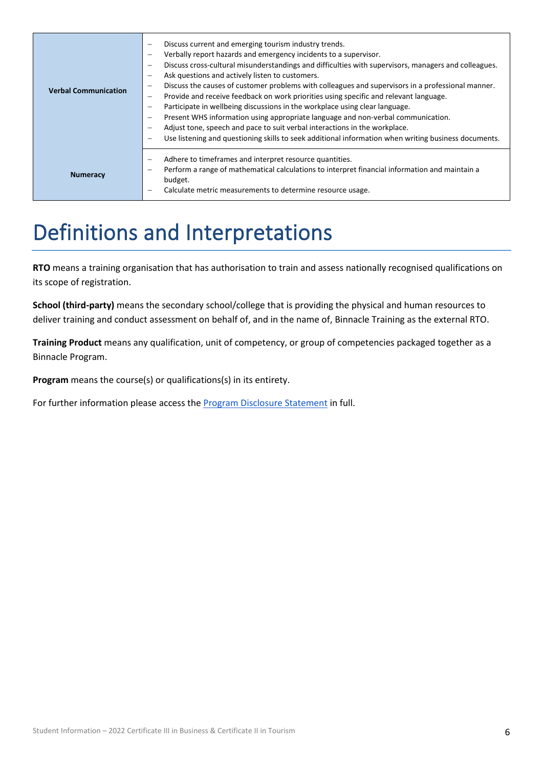| | |
|---|---|
| **Verbal Communication** | – Discuss current and emerging tourism industry trends.<br>– Verbally report hazards and emergency incidents to a supervisor.<br>– Discuss cross-cultural misunderstandings and difficulties with supervisors, managers and colleagues.<br>– Ask questions and actively listen to customers.<br>– Discuss the causes of customer problems with colleagues and supervisors in a professional manner.<br>– Provide and receive feedback on work priorities using specific and relevant language.<br>– Participate in wellbeing discussions in the workplace using clear language.<br>– Present WHS information using appropriate language and non-verbal communication.<br>– Adjust tone, speech and pace to suit verbal interactions in the workplace.<br>– Use listening and questioning skills to seek additional information when writing business documents. |
| **Numeracy** | – Adhere to timeframes and interpret resource quantities.<br>– Perform a range of mathematical calculations to interpret financial information and maintain a budget.<br>– Calculate metric measurements to determine resource usage. |

# Definitions and Interpretations

**RTO** means a training organisation that has authorisation to train and assess nationally recognised qualifications on its scope of registration.

**School (third-party)** means the secondary school/college that is providing the physical and human resources to deliver training and conduct assessment on behalf of, and in the name of, Binnacle Training as the external RTO.

**Training Product** means any qualification, unit of competency, or group of competencies packaged together as a Binnacle Program.

**Program** means the course(s) or qualifications(s) in its entirety.

For further information please access the Program Disclosure Statement in full.